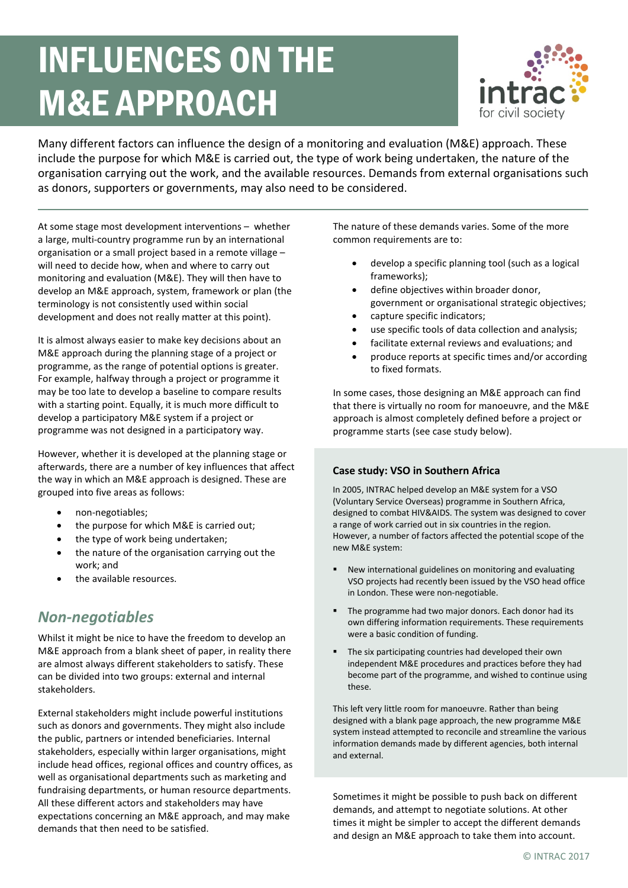# INFLUENCES ON THE M&E APPROACH

Many different factors can influence the design of a monitoring and evaluation (M&E) approach. These include the purpose for which M&E is carried out, the type of work being undertaken, the nature of the organisation carrying out the work, and the available resources. Demands from external organisations such as donors, supporters or governments, may also need to be considered.

At some stage most development interventions – whether a large, multi-country programme run by an international organisation or a small project based in a remote village – will need to decide how, when and where to carry out monitoring and evaluation (M&E). They will then have to develop an M&E approach, system, framework or plan (the terminology is not consistently used within social development and does not really matter at this point).

It is almost always easier to make key decisions about an M&E approach during the planning stage of a project or programme, as the range of potential options is greater. For example, halfway through a project or programme it may be too late to develop a baseline to compare results with a starting point. Equally, it is much more difficult to develop a participatory M&E system if a project or programme was not designed in a participatory way.

However, whether it is developed at the planning stage or afterwards, there are a number of key influences that affect the way in which an M&E approach is designed. These are grouped into five areas as follows:

- non-negotiables;
- the purpose for which M&E is carried out;
- the type of work being undertaken;
- the nature of the organisation carrying out the work; and
- the available resources.

## *Non-negotiables*

Whilst it might be nice to have the freedom to develop an M&E approach from a blank sheet of paper, in reality there are almost always different stakeholders to satisfy. These can be divided into two groups: external and internal stakeholders.

External stakeholders might include powerful institutions such as donors and governments. They might also include the public, partners or intended beneficiaries. Internal stakeholders, especially within larger organisations, might include head offices, regional offices and country offices, as well as organisational departments such as marketing and fundraising departments, or human resource departments. All these different actors and stakeholders may have expectations concerning an M&E approach, and may make demands that then need to be satisfied.

The nature of these demands varies. Some of the more common requirements are to:

- develop a specific planning tool (such as a logical frameworks);
- define objectives within broader donor, government or organisational strategic objectives;
- capture specific indicators;
- use specific tools of data collection and analysis;
- facilitate external reviews and evaluations; and
- produce reports at specific times and/or according to fixed formats.

In some cases, those designing an M&E approach can find that there is virtually no room for manoeuvre, and the M&E approach is almost completely defined before a project or programme starts (see case study below).

**Case study: VSO in Southern Africa**

In 2005, INTRAC helped develop an M&E system for a VSO (Voluntary Service Overseas) programme in Southern Africa, designed to combat HIV&AIDS. The system was designed to cover a range of work carried out in six countries in the region. However, a number of factors affected the potential scope of the new M&E system:

- New international guidelines on monitoring and evaluating VSO projects had recently been issued by the VSO head office in London. These were non-negotiable.
- The programme had two major donors. Each donor had its own differing information requirements. These requirements were a basic condition of funding.
- The six participating countries had developed their own independent M&E procedures and practices before they had become part of the programme, and wished to continue using these.

This left very little room for manoeuvre. Rather than being designed with a blank page approach, the new programme M&E system instead attempted to reconcile and streamline the various information demands made by different agencies, both internal and external.

Sometimes it might be possible to push back on different demands, and attempt to negotiate solutions. At other times it might be simpler to accept the different demands and design an M&E approach to take them into account.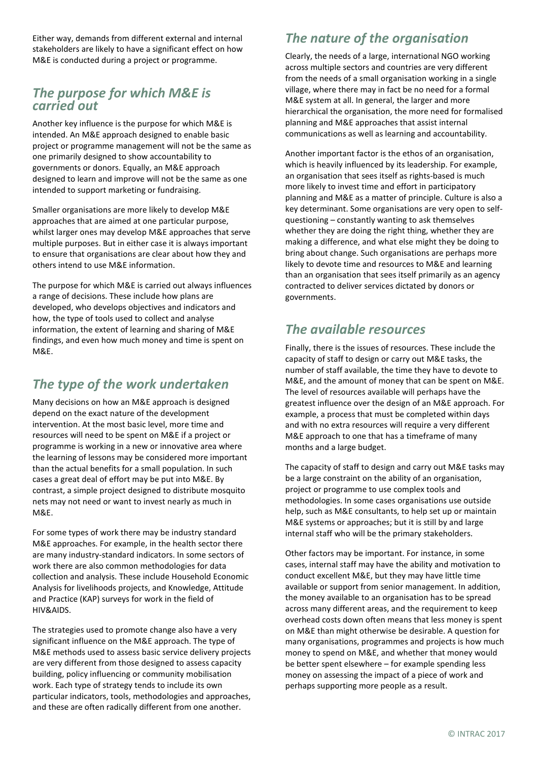Either way, demands from different external and internal stakeholders are likely to have a significant effect on how M&E is conducted during a project or programme.

## *The purpose for which M&E is carried out*

Another key influence is the purpose for which M&E is intended. An M&E approach designed to enable basic project or programme management will not be the same as one primarily designed to show accountability to governments or donors. Equally, an M&E approach designed to learn and improve will not be the same as one intended to support marketing or fundraising.

Smaller organisations are more likely to develop M&E approaches that are aimed at one particular purpose, whilst larger ones may develop M&E approaches that serve multiple purposes. But in either case it is always important to ensure that organisations are clear about how they and others intend to use M&E information.

The purpose for which M&E is carried out always influences a range of decisions. These include how plans are developed, who develops objectives and indicators and how, the type of tools used to collect and analyse information, the extent of learning and sharing of M&E findings, and even how much money and time is spent on M&E.

## *The type of the work undertaken*

Many decisions on how an M&E approach is designed depend on the exact nature of the development intervention. At the most basic level, more time and resources will need to be spent on M&E if a project or programme is working in a new or innovative area where the learning of lessons may be considered more important than the actual benefits for a small population. In such cases a great deal of effort may be put into M&E. By contrast, a simple project designed to distribute mosquito nets may not need or want to invest nearly as much in M&E.

For some types of work there may be industry standard M&E approaches. For example, in the health sector there are many industry-standard indicators. In some sectors of work there are also common methodologies for data collection and analysis. These include Household Economic Analysis for livelihoods projects, and Knowledge, Attitude and Practice (KAP) surveys for work in the field of HIV&AIDS.

The strategies used to promote change also have a very significant influence on the M&E approach. The type of M&E methods used to assess basic service delivery projects are very different from those designed to assess capacity building, policy influencing or community mobilisation work. Each type of strategy tends to include its own particular indicators, tools, methodologies and approaches, and these are often radically different from one another.

## *The nature of the organisation*

Clearly, the needs of a large, international NGO working across multiple sectors and countries are very different from the needs of a small organisation working in a single village, where there may in fact be no need for a formal M&E system at all. In general, the larger and more hierarchical the organisation, the more need for formalised planning and M&E approaches that assist internal communications as well as learning and accountability.

Another important factor is the ethos of an organisation, which is heavily influenced by its leadership. For example, an organisation that sees itself as rights-based is much more likely to invest time and effort in participatory planning and M&E as a matter of principle. Culture is also a key determinant. Some organisations are very open to self-questioning – constantly wanting to ask themselves whether they are doing the right thing, whether they are making a difference, and what else might they be doing to bring about change. Such organisations are perhaps more likely to devote time and resources to M&E and learning than an organisation that sees itself primarily as an agency contracted to deliver services dictated by donors or governments.

## *The available resources*

Finally, there is the issues of resources. These include the capacity of staff to design or carry out M&E tasks, the number of staff available, the time they have to devote to M&E, and the amount of money that can be spent on M&E. The level of resources available will perhaps have the greatest influence over the design of an M&E approach. For example, a process that must be completed within days and with no extra resources will require a very different M&E approach to one that has a timeframe of many months and a large budget.

The capacity of staff to design and carry out M&E tasks may be a large constraint on the ability of an organisation, project or programme to use complex tools and methodologies. In some cases organisations use outside help, such as M&E consultants, to help set up or maintain M&E systems or approaches; but it is still by and large internal staff who will be the primary stakeholders.

Other factors may be important. For instance, in some cases, internal staff may have the ability and motivation to conduct excellent M&E, but they may have little time available or support from senior management. In addition, the money available to an organisation has to be spread across many different areas, and the requirement to keep overhead costs down often means that less money is spent on M&E than might otherwise be desirable. A question for many organisations, programmes and projects is how much money to spend on M&E, and whether that money would be better spent elsewhere – for example spending less money on assessing the impact of a piece of work and perhaps supporting more people as a result.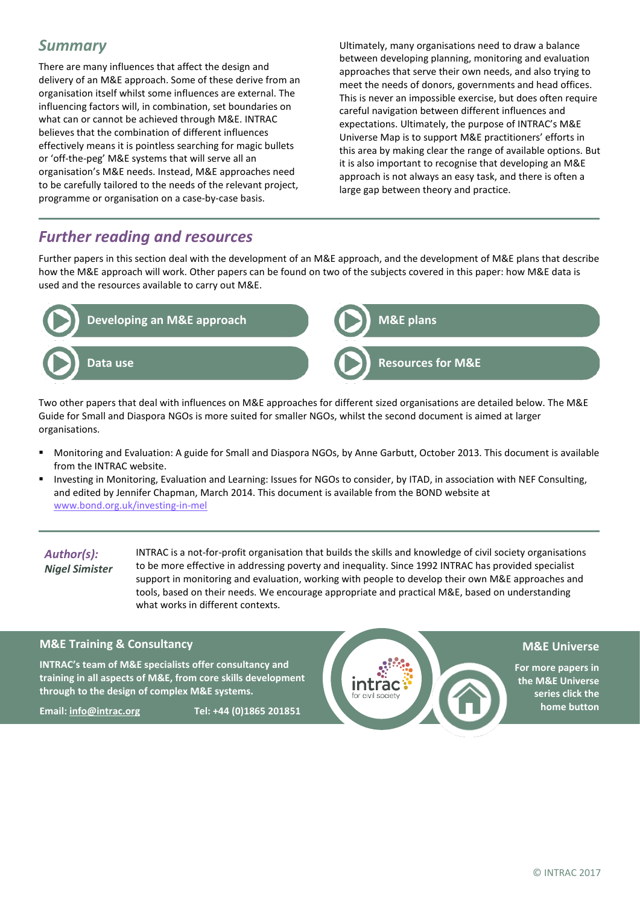## Summary

There are many influences that affect the design and delivery of an M&E approach. Some of these derive from an organisation itself whilst some influences are external. The influencing factors will, in combination, set boundaries on what can or cannot be achieved through M&E. INTRAC believes that the combination of different influences effectively means it is pointless searching for magic bullets or 'off-the-peg' M&E systems that will serve all an organisation's M&E needs. Instead, M&E approaches need to be carefully tailored to the needs of the relevant project, programme or organisation on a case-by-case basis.

Ultimately, many organisations need to draw a balance between developing planning, monitoring and evaluation approaches that serve their own needs, and also trying to meet the needs of donors, governments and head offices. This is never an impossible exercise, but does often require careful navigation between different influences and expectations. Ultimately, the purpose of INTRAC's M&E Universe Map is to support M&E practitioners' efforts in this area by making clear the range of available options. But it is also important to recognise that developing an M&E approach is not always an easy task, and there is often a large gap between theory and practice.

## Further reading and resources

Further papers in this section deal with the development of an M&E approach, and the development of M&E plans that describe how the M&E approach will work. Other papers can be found on two of the subjects covered in this paper: how M&E data is used and the resources available to carry out M&E.

- Developing an M&E approach
- M&E plans
- Data use
- Resources for M&E

Two other papers that deal with influences on M&E approaches for different sized organisations are detailed below. The M&E Guide for Small and Diaspora NGOs is more suited for smaller NGOs, whilst the second document is aimed at larger organisations.

- Monitoring and Evaluation: A guide for Small and Diaspora NGOs, by Anne Garbutt, October 2013. This document is available from the INTRAC website.
- Investing in Monitoring, Evaluation and Learning: Issues for NGOs to consider, by ITAD, in association with NEF Consulting, and edited by Jennifer Chapman, March 2014. This document is available from the BOND website at www.bond.org.uk/investing-in-mel

***Author(s):***
***Nigel Simister***

INTRAC is a not-for-profit organisation that builds the skills and knowledge of civil society organisations to be more effective in addressing poverty and inequality. Since 1992 INTRAC has provided specialist support in monitoring and evaluation, working with people to develop their own M&E approaches and tools, based on their needs. We encourage appropriate and practical M&E, based on understanding what works in different contexts.

**M&E Training & Consultancy**

**INTRAC's team of M&E specialists offer consultancy and training in all aspects of M&E, from core skills development through to the design of complex M&E systems.**

**Email: info@intrac.org** **Tel: +44 (0)1865 201851**

intrac for civil society

**M&E Universe**

**For more papers in the M&E Universe series click the home button**

© INTRAC 2017